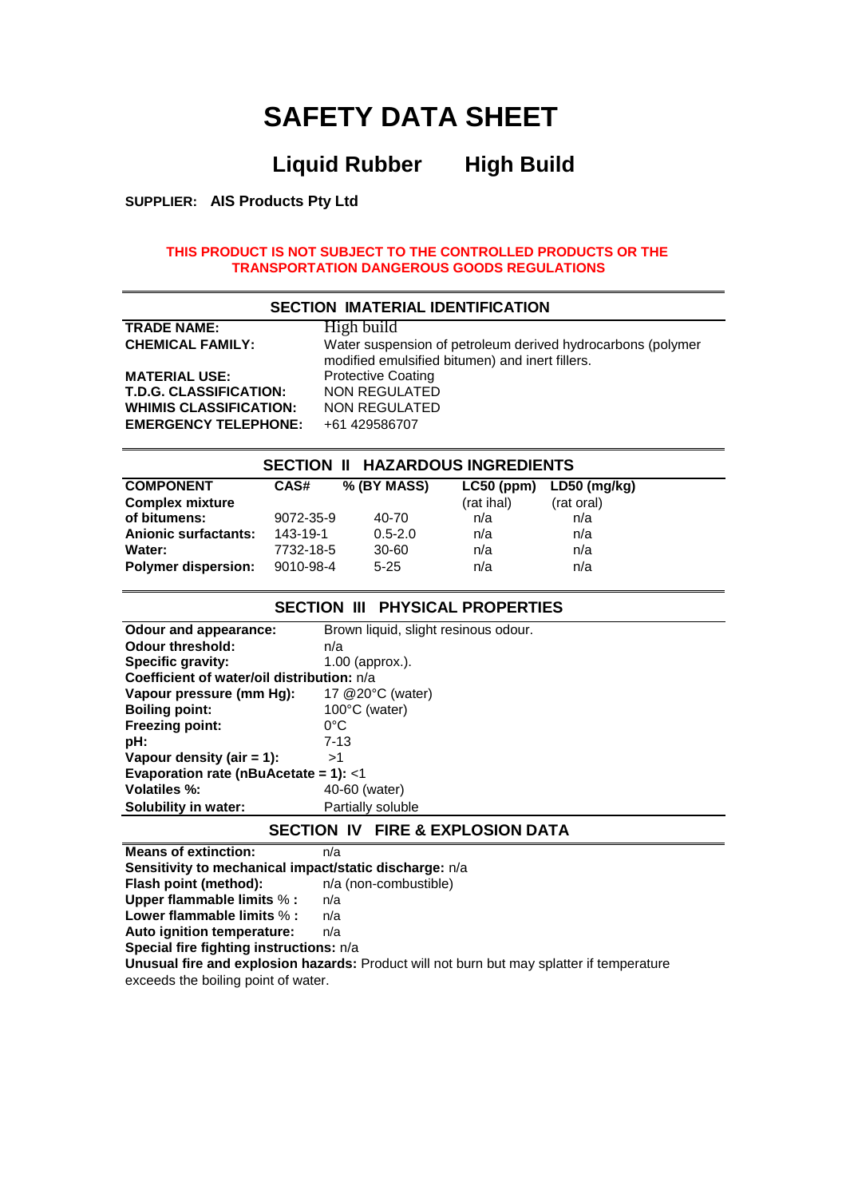# SAFETY DATA SHEET

## Liquid Rubber    High Build

**SUPPLIER: AIS Products Pty Ltd**

**THIS PRODUCT IS NOT SUBJECT TO THE CONTROLLED PRODUCTS OR THE TRANSPORTATION DANGEROUS GOODS REGULATIONS**

## SECTION IMATERIAL IDENTIFICATION

**TRADE NAME:** High build
**CHEMICAL FAMILY:** Water suspension of petroleum derived hydrocarbons (polymer modified emulsified bitumen) and inert fillers.
**MATERIAL USE:** Protective Coating
**T.D.G. CLASSIFICATION:** NON REGULATED
**WHIMIS CLASSIFICATION:** NON REGULATED
**EMERGENCY TELEPHONE:** +61 429586707

## SECTION II HAZARDOUS INGREDIENTS

| COMPONENT | CAS# | % (BY MASS) | LC50 (ppm) (rat ihal) | LD50 (mg/kg) (rat oral) |
|---|---|---|---|---|
| **Complex mixture of bitumens:** | 9072-35-9 | 40-70 | n/a | n/a |
| **Anionic surfactants:** | 143-19-1 | 0.5-2.0 | n/a | n/a |
| **Water:** | 7732-18-5 | 30-60 | n/a | n/a |
| **Polymer dispersion:** | 9010-98-4 | 5-25 | n/a | n/a |

## SECTION III PHYSICAL PROPERTIES

**Odour and appearance:** Brown liquid, slight resinous odour.
**Odour threshold:** n/a
**Specific gravity:** 1.00 (approx.).
**Coefficient of water/oil distribution:** n/a
**Vapour pressure (mm Hg):** 17 @20°C (water)
**Boiling point:** 100°C (water)
**Freezing point:** 0°C
**pH:** 7-13
**Vapour density (air = 1):** >1
**Evaporation rate (nBuAcetate = 1):** <1
**Volatiles %:** 40-60 (water)
**Solubility in water:** Partially soluble

## SECTION IV FIRE & EXPLOSION DATA

**Means of extinction:** n/a
**Sensitivity to mechanical impact/static discharge:** n/a
**Flash point (method):** n/a (non-combustible)
**Upper flammable limits % :** n/a
**Lower flammable limits % :** n/a
**Auto ignition temperature:** n/a
**Special fire fighting instructions:** n/a
**Unusual fire and explosion hazards:** Product will not burn but may splatter if temperature exceeds the boiling point of water.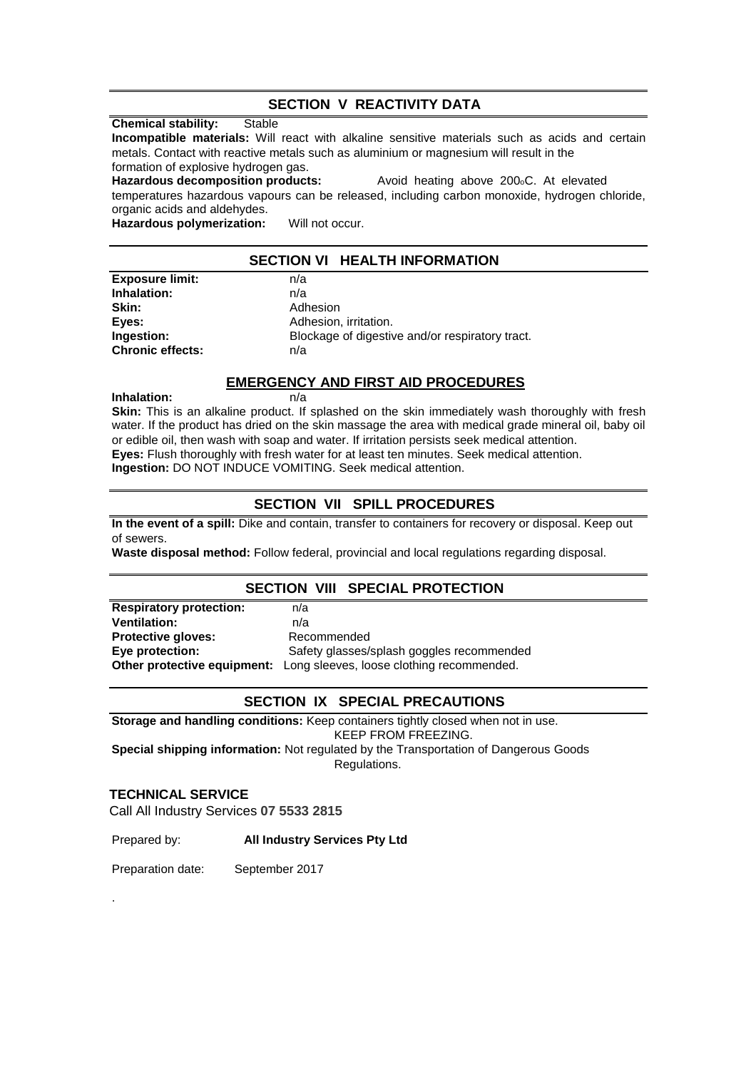## SECTION V REACTIVITY DATA

**Chemical stability:** Stable

**Incompatible materials:** Will react with alkaline sensitive materials such as acids and certain metals. Contact with reactive metals such as aluminium or magnesium will result in the formation of explosive hydrogen gas.

**Hazardous decomposition products:** Avoid heating above 200°C. At elevated temperatures hazardous vapours can be released, including carbon monoxide, hydrogen chloride, organic acids and aldehydes.

**Hazardous polymerization:** Will not occur.

## SECTION VI HEALTH INFORMATION

| | |
|---|---|
| **Exposure limit:** | n/a |
| **Inhalation:** | n/a |
| **Skin:** | Adhesion |
| **Eyes:** | Adhesion, irritation. |
| **Ingestion:** | Blockage of digestive and/or respiratory tract. |
| **Chronic effects:** | n/a |

### EMERGENCY AND FIRST AID PROCEDURES

**Inhalation:** n/a

**Skin:** This is an alkaline product. If splashed on the skin immediately wash thoroughly with fresh water. If the product has dried on the skin massage the area with medical grade mineral oil, baby oil or edible oil, then wash with soap and water. If irritation persists seek medical attention.

**Eyes:** Flush thoroughly with fresh water for at least ten minutes. Seek medical attention.

**Ingestion:** DO NOT INDUCE VOMITING. Seek medical attention.

## SECTION VII SPILL PROCEDURES

**In the event of a spill:** Dike and contain, transfer to containers for recovery or disposal. Keep out of sewers.

**Waste disposal method:** Follow federal, provincial and local regulations regarding disposal.

## SECTION VIII SPECIAL PROTECTION

| | |
|---|---|
| **Respiratory protection:** | n/a |
| **Ventilation:** | n/a |
| **Protective gloves:** | Recommended |
| **Eye protection:** | Safety glasses/splash goggles recommended |
| **Other protective equipment:** | Long sleeves, loose clothing recommended. |

## SECTION IX SPECIAL PRECAUTIONS

**Storage and handling conditions:** Keep containers tightly closed when not in use.
KEEP FROM FREEZING.

**Special shipping information:** Not regulated by the Transportation of Dangerous Goods Regulations.

**TECHNICAL SERVICE**

Call All Industry Services **07 5533 2815**

Prepared by: **All Industry Services Pty Ltd**

Preparation date: September 2017